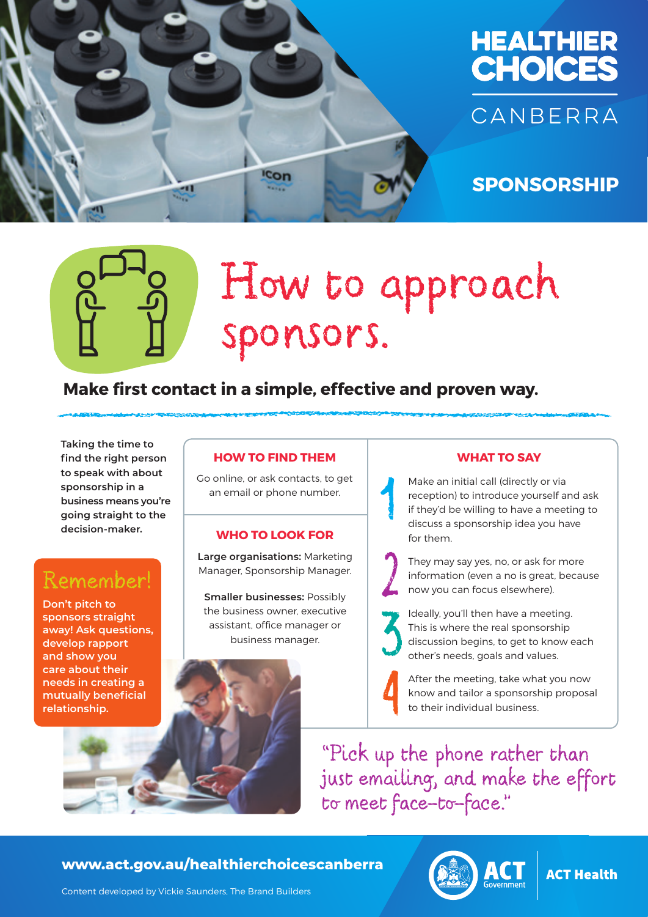# HEALTHIER CHOICES CANBERRA

## SPONSORSHIP

# How to approach sponsors.

**Make first contact in a simple, effective and proven way.**

**Taking the time to find the right person to speak with about sponsorship in a business means you're going straight to the decision-maker.**

### Remember!

**Don't pitch to sponsors straight away! Ask questions, develop rapport and show you care about their needs in creating a mutually beneficial relationship.**

### HOW TO FIND THEM

Go online, or ask contacts, to get an email or phone number.

### WHO TO LOOK FOR

**Large organisations:** Marketing Manager, Sponsorship Manager.

**Smaller businesses:** Possibly the business owner, executive assistant, office manager or business manager.

### WHAT TO SAY

1. Make an initial call (directly or via reception) to introduce yourself and ask if they'd be willing to have a meeting to discuss a sponsorship idea you have for them.
2. They may say yes, no, or ask for more information (even a no is great, because now you can focus elsewhere).
3. Ideally, you'll then have a meeting. This is where the real sponsorship discussion begins, to get to know each other's needs, goals and values.
4. After the meeting, take what you now know and tailor a sponsorship proposal to their individual business.

"Pick up the phone rather than just emailing, and make the effort to meet face-to-face."

**www.act.gov.au/healthierchoicescanberra**

Content developed by Vickie Saunders, The Brand Builders

ACT Government | ACT Health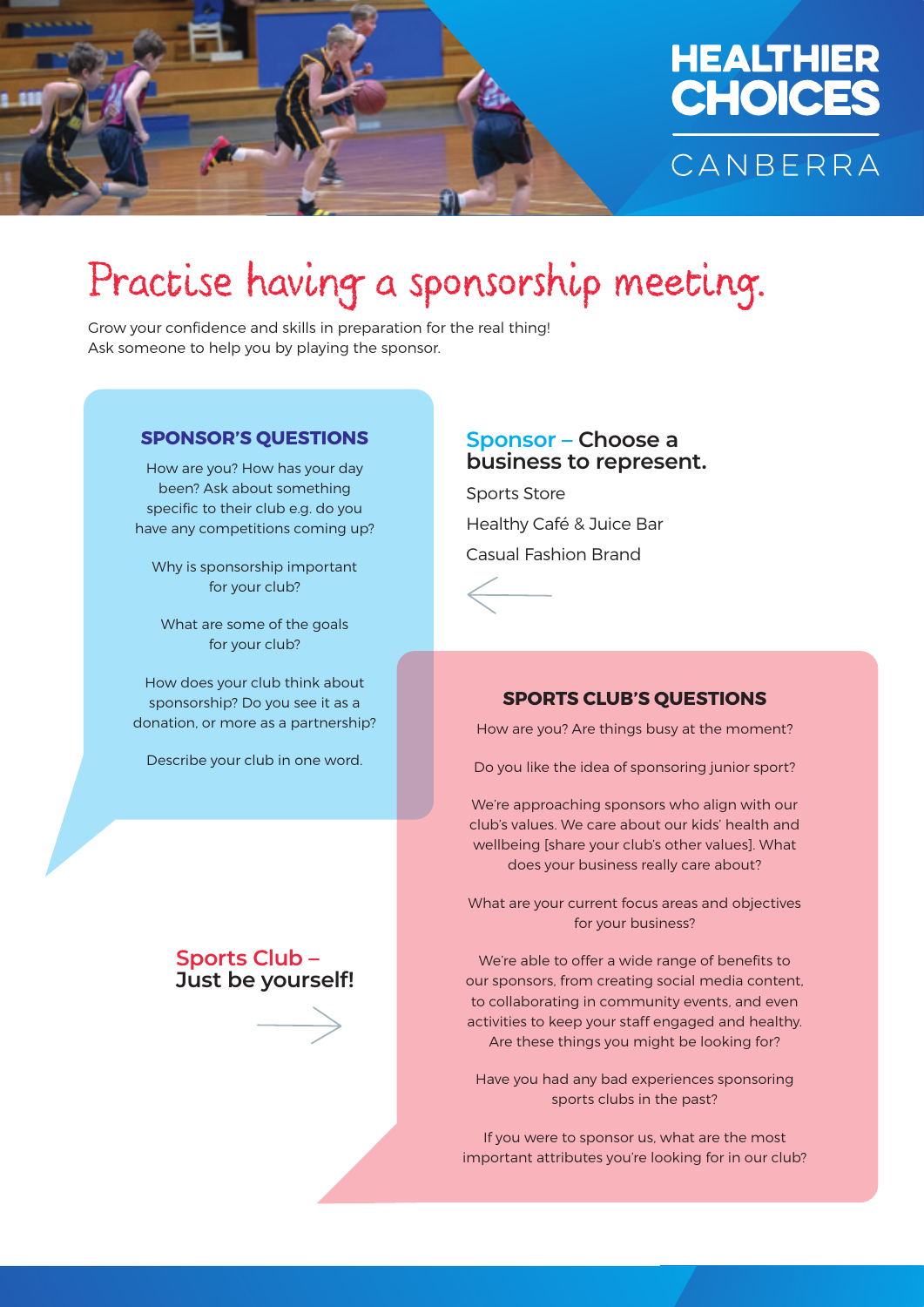HEALTHIER CHOICES

CANBERRA

# Practise having a sponsorship meeting.

Grow your confidence and skills in preparation for the real thing!
Ask someone to help you by playing the sponsor.

## SPONSOR'S QUESTIONS

How are you? How has your day been? Ask about something specific to their club e.g. do you have any competitions coming up?

Why is sponsorship important for your club?

What are some of the goals for your club?

How does your club think about sponsorship? Do you see it as a donation, or more as a partnership?

Describe your club in one word.

## Sponsor – Choose a business to represent.

Sports Store

Healthy Café & Juice Bar

Casual Fashion Brand

## SPORTS CLUB'S QUESTIONS

How are you? Are things busy at the moment?

Do you like the idea of sponsoring junior sport?

We're approaching sponsors who align with our club's values. We care about our kids' health and wellbeing [share your club's other values]. What does your business really care about?

What are your current focus areas and objectives for your business?

We're able to offer a wide range of benefits to our sponsors, from creating social media content, to collaborating in community events, and even activities to keep your staff engaged and healthy. Are these things you might be looking for?

Have you had any bad experiences sponsoring sports clubs in the past?

If you were to sponsor us, what are the most important attributes you're looking for in our club?

## Sports Club – Just be yourself!